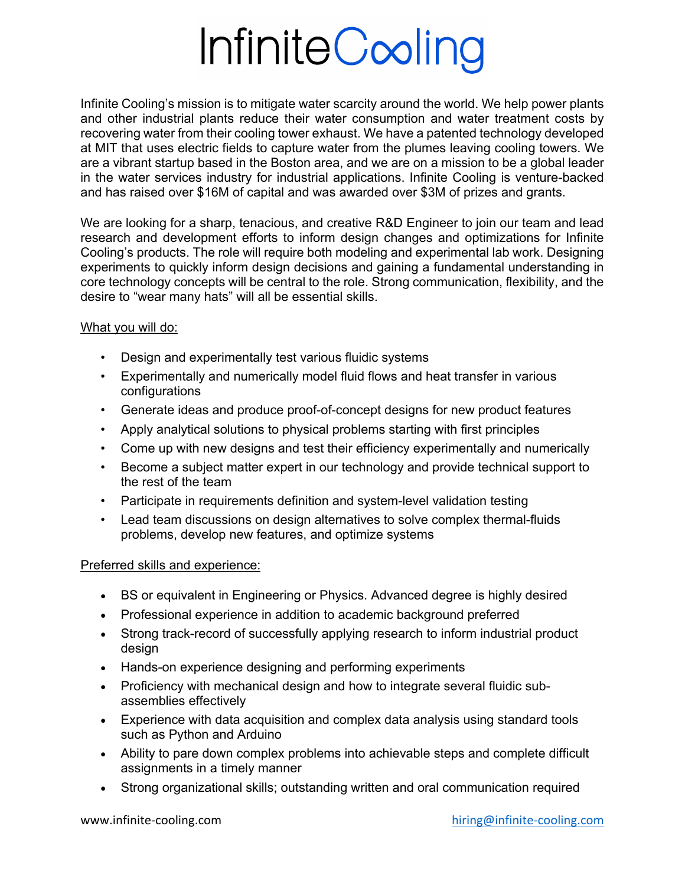# InfiniteCooling

Infinite Cooling's mission is to mitigate water scarcity around the world. We help power plants and other industrial plants reduce their water consumption and water treatment costs by recovering water from their cooling tower exhaust. We have a patented technology developed at MIT that uses electric fields to capture water from the plumes leaving cooling towers. We are a vibrant startup based in the Boston area, and we are on a mission to be a global leader in the water services industry for industrial applications. Infinite Cooling is venture-backed and has raised over $16M of capital and was awarded over $3M of prizes and grants.

We are looking for a sharp, tenacious, and creative R&D Engineer to join our team and lead research and development efforts to inform design changes and optimizations for Infinite Cooling's products. The role will require both modeling and experimental lab work. Designing experiments to quickly inform design decisions and gaining a fundamental understanding in core technology concepts will be central to the role. Strong communication, flexibility, and the desire to "wear many hats" will all be essential skills.

What you will do:

- Design and experimentally test various fluidic systems
- Experimentally and numerically model fluid flows and heat transfer in various configurations
- Generate ideas and produce proof-of-concept designs for new product features
- Apply analytical solutions to physical problems starting with first principles
- Come up with new designs and test their efficiency experimentally and numerically
- Become a subject matter expert in our technology and provide technical support to the rest of the team
- Participate in requirements definition and system-level validation testing
- Lead team discussions on design alternatives to solve complex thermal-fluids problems, develop new features, and optimize systems

Preferred skills and experience:

- BS or equivalent in Engineering or Physics. Advanced degree is highly desired
- Professional experience in addition to academic background preferred
- Strong track-record of successfully applying research to inform industrial product design
- Hands-on experience designing and performing experiments
- Proficiency with mechanical design and how to integrate several fluidic sub-assemblies effectively
- Experience with data acquisition and complex data analysis using standard tools such as Python and Arduino
- Ability to pare down complex problems into achievable steps and complete difficult assignments in a timely manner
- Strong organizational skills; outstanding written and oral communication required

www.infinite-cooling.com hiring@infinite-cooling.com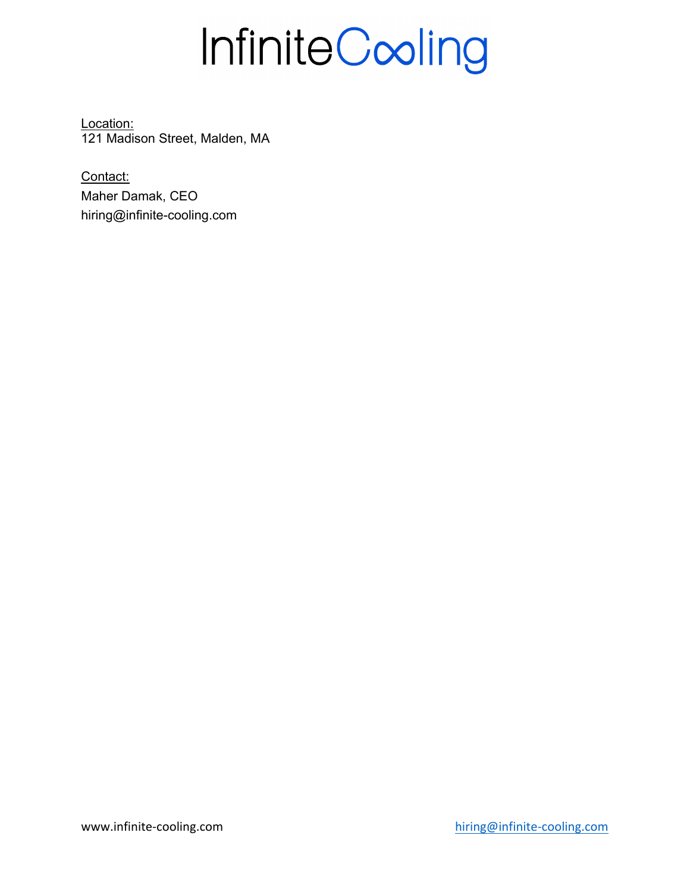# InfiniteCooling

<u>Location:</u>
121 Madison Street, Malden, MA

<u>Contact:</u>
Maher Damak, CEO
hiring@infinite-cooling.com